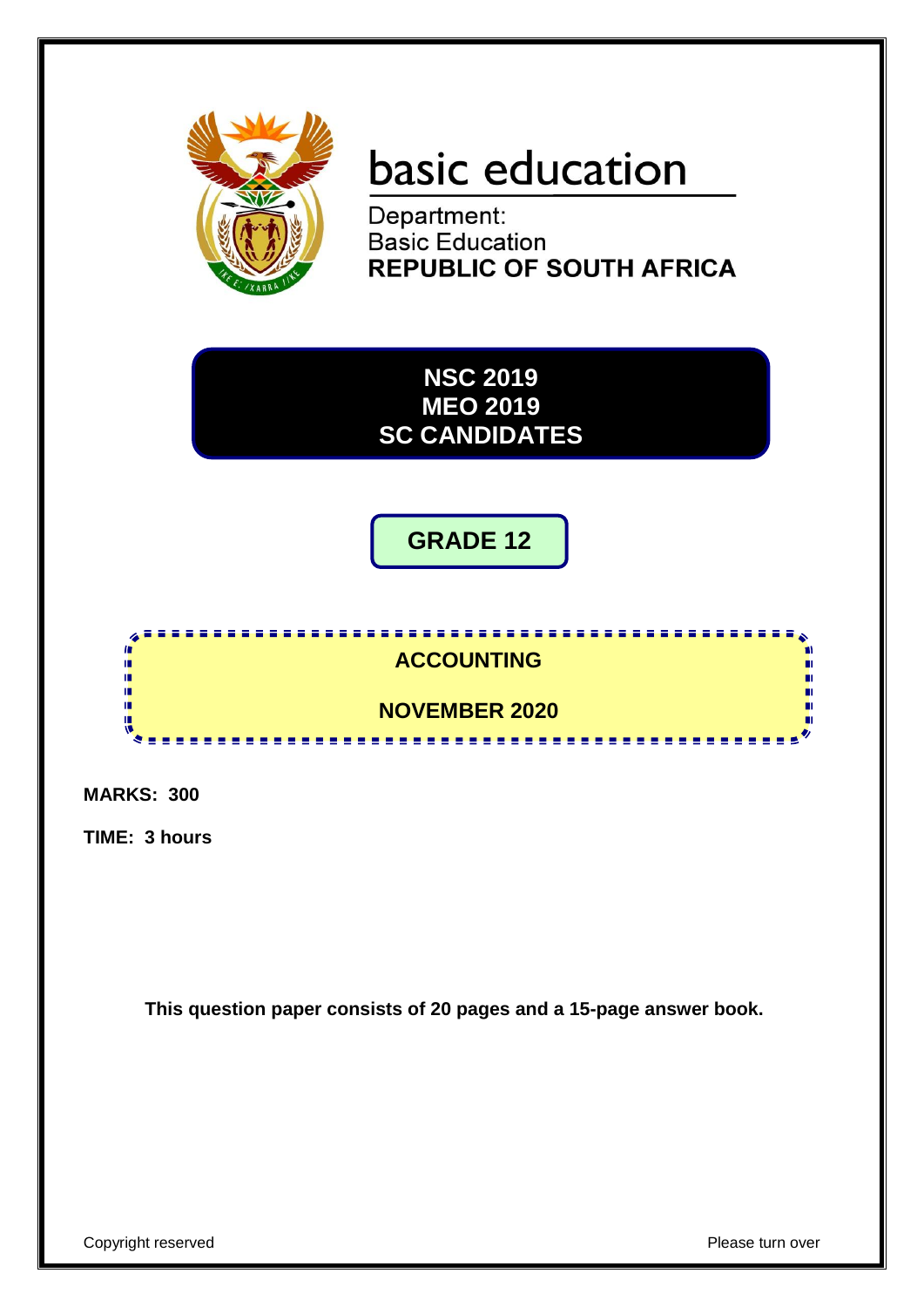# basic education

Department:
Basic Education
**REPUBLIC OF SOUTH AFRICA**

**NSC 2019**
**MEO 2019**
**SC CANDIDATES**

## GRADE 12

## ACCOUNTING

## NOVEMBER 2020

**MARKS: 300**

**TIME: 3 hours**

**This question paper consists of 20 pages and a 15-page answer book.**

Copyright reserved

Please turn over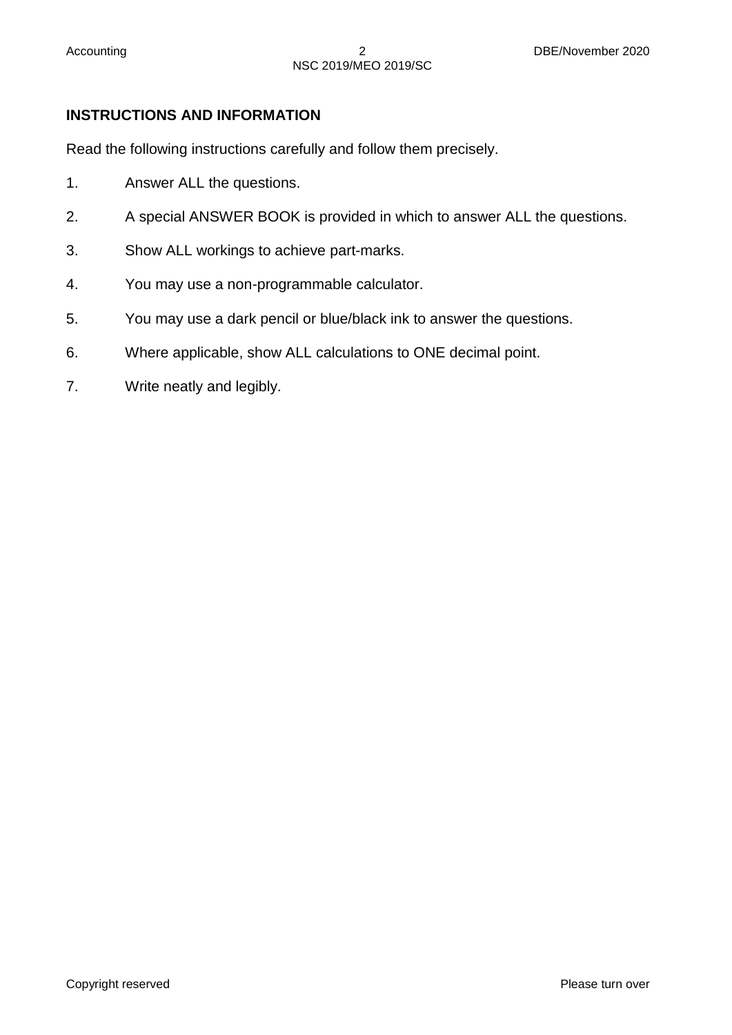**INSTRUCTIONS AND INFORMATION**

Read the following instructions carefully and follow them precisely.

1. Answer ALL the questions.
2. A special ANSWER BOOK is provided in which to answer ALL the questions.
3. Show ALL workings to achieve part-marks.
4. You may use a non-programmable calculator.
5. You may use a dark pencil or blue/black ink to answer the questions.
6. Where applicable, show ALL calculations to ONE decimal point.
7. Write neatly and legibly.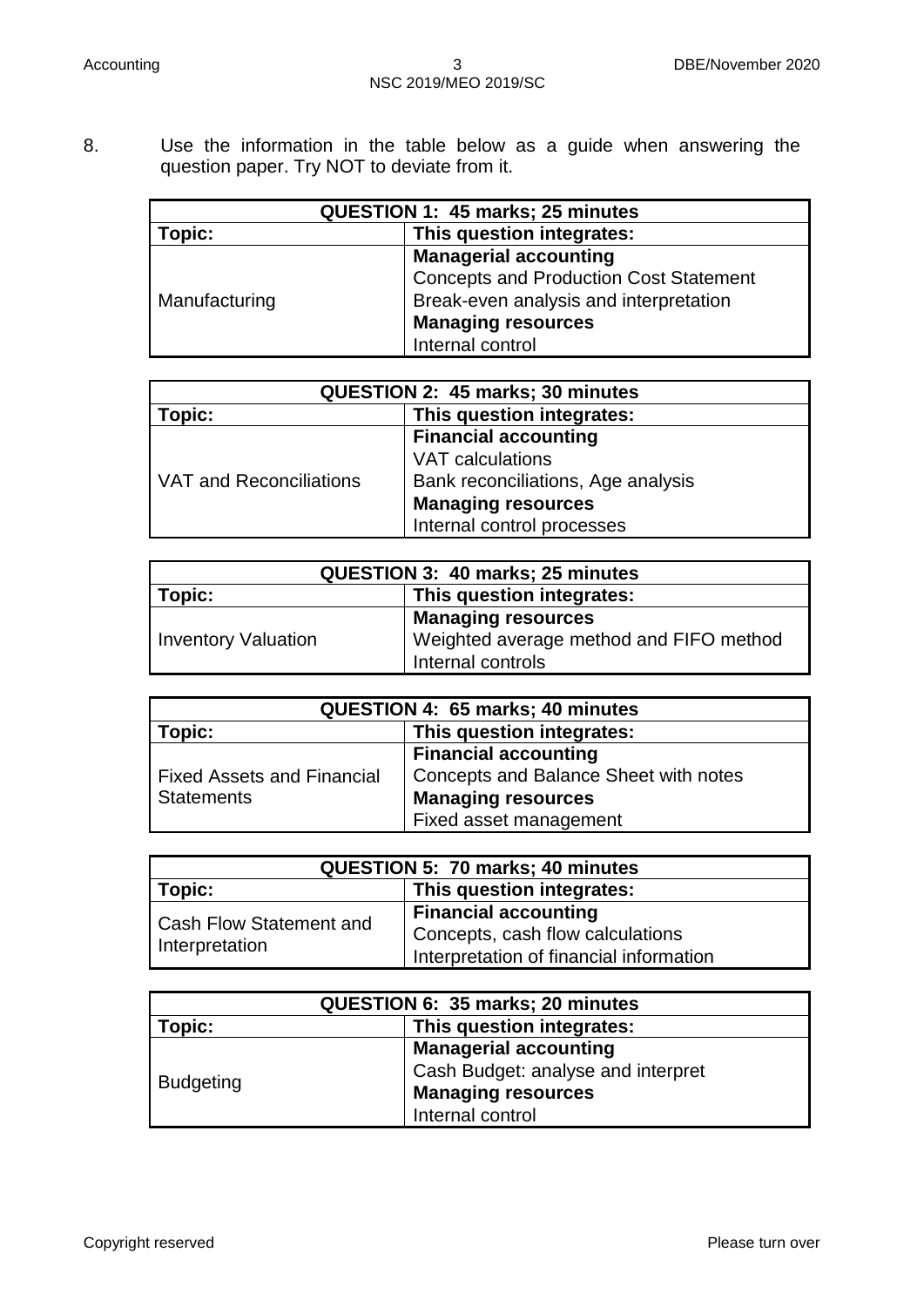8. Use the information in the table below as a guide when answering the question paper. Try NOT to deviate from it.

| QUESTION 1: 45 marks; 25 minutes | |
|---|---|
| **Topic:** | **This question integrates:** |
| Manufacturing | **Managerial accounting**<br>Concepts and Production Cost Statement<br>Break-even analysis and interpretation<br>**Managing resources**<br>Internal control |

| QUESTION 2: 45 marks; 30 minutes | |
|---|---|
| **Topic:** | **This question integrates:** |
| VAT and Reconciliations | **Financial accounting**<br>VAT calculations<br>Bank reconciliations, Age analysis<br>**Managing resources**<br>Internal control processes |

| QUESTION 3: 40 marks; 25 minutes | |
|---|---|
| **Topic:** | **This question integrates:** |
| Inventory Valuation | **Managing resources**<br>Weighted average method and FIFO method<br>Internal controls |

| QUESTION 4: 65 marks; 40 minutes | |
|---|---|
| **Topic:** | **This question integrates:** |
| Fixed Assets and Financial Statements | **Financial accounting**<br>Concepts and Balance Sheet with notes<br>**Managing resources**<br>Fixed asset management |

| QUESTION 5: 70 marks; 40 minutes | |
|---|---|
| **Topic:** | **This question integrates:** |
| Cash Flow Statement and Interpretation | **Financial accounting**<br>Concepts, cash flow calculations<br>Interpretation of financial information |

| QUESTION 6: 35 marks; 20 minutes | |
|---|---|
| **Topic:** | **This question integrates:** |
| Budgeting | **Managerial accounting**<br>Cash Budget: analyse and interpret<br>**Managing resources**<br>Internal control |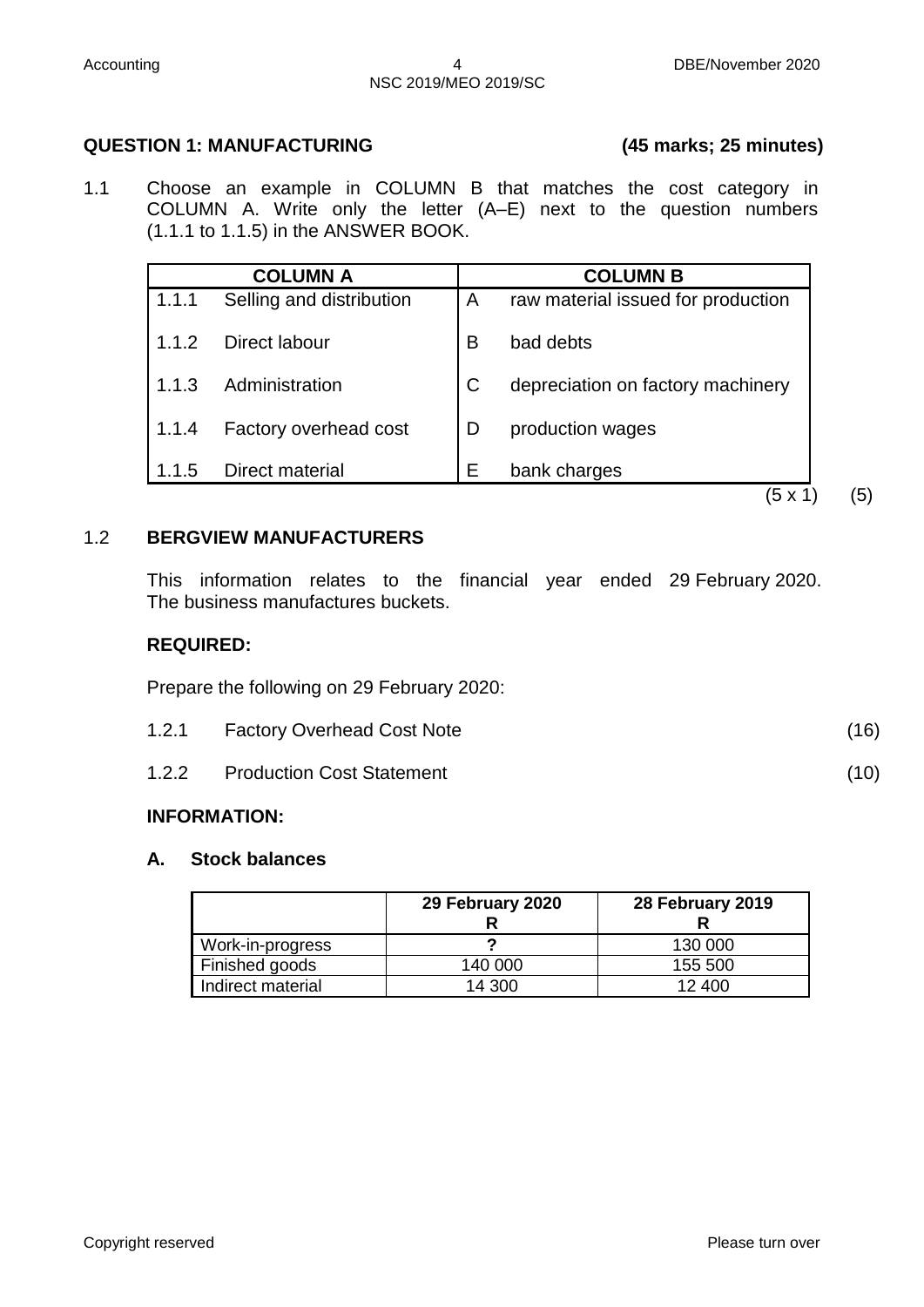## QUESTION 1: MANUFACTURING (45 marks; 25 minutes)

1.1 Choose an example in COLUMN B that matches the cost category in COLUMN A. Write only the letter (A–E) next to the question numbers (1.1.1 to 1.1.5) in the ANSWER BOOK.

| COLUMN A | | COLUMN B | |
|---|---|---|---|
| 1.1.1 | Selling and distribution | A | raw material issued for production |
| 1.1.2 | Direct labour | B | bad debts |
| 1.1.3 | Administration | C | depreciation on factory machinery |
| 1.1.4 | Factory overhead cost | D | production wages |
| 1.1.5 | Direct material | E | bank charges |

(5 x 1) (5)

### 1.2 BERGVIEW MANUFACTURERS

This information relates to the financial year ended 29 February 2020. The business manufactures buckets.

**REQUIRED:**

Prepare the following on 29 February 2020:

1.2.1 Factory Overhead Cost Note (16)

1.2.2 Production Cost Statement (10)

**INFORMATION:**

**A. Stock balances**

| | 29 February 2020 R | 28 February 2019 R |
|---|---|---|
| Work-in-progress | **?** | 130 000 |
| Finished goods | 140 000 | 155 500 |
| Indirect material | 14 300 | 12 400 |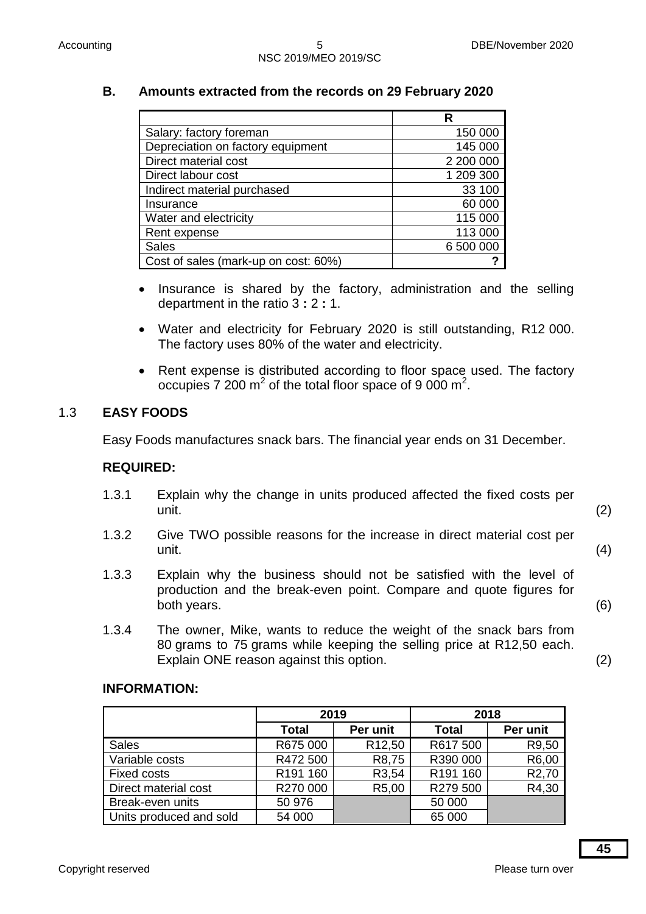## B. Amounts extracted from the records on 29 February 2020

| | R |
|---|---|
| Salary: factory foreman | 150 000 |
| Depreciation on factory equipment | 145 000 |
| Direct material cost | 2 200 000 |
| Direct labour cost | 1 209 300 |
| Indirect material purchased | 33 100 |
| Insurance | 60 000 |
| Water and electricity | 115 000 |
| Rent expense | 113 000 |
| Sales | 6 500 000 |
| Cost of sales (mark-up on cost: 60%) | ? |

- Insurance is shared by the factory, administration and the selling department in the ratio 3 **:** 2 **:** 1.
- Water and electricity for February 2020 is still outstanding, R12 000. The factory uses 80% of the water and electricity.
- Rent expense is distributed according to floor space used. The factory occupies 7 200 $m^2$ of the total floor space of 9 000 $m^2$.

## 1.3 EASY FOODS

Easy Foods manufactures snack bars. The financial year ends on 31 December.

**REQUIRED:**

1.3.1 Explain why the change in units produced affected the fixed costs per unit. (2)

1.3.2 Give TWO possible reasons for the increase in direct material cost per unit. (4)

1.3.3 Explain why the business should not be satisfied with the level of production and the break-even point. Compare and quote figures for both years. (6)

1.3.4 The owner, Mike, wants to reduce the weight of the snack bars from 80 grams to 75 grams while keeping the selling price at R12,50 each. Explain ONE reason against this option. (2)

**INFORMATION:**

| | 2019 | | 2018 | |
|---|---|---|---|---|
| | **Total** | **Per unit** | **Total** | **Per unit** |
| Sales | R675 000 | R12,50 | R617 500 | R9,50 |
| Variable costs | R472 500 | R8,75 | R390 000 | R6,00 |
| Fixed costs | R191 160 | R3,54 | R191 160 | R2,70 |
| Direct material cost | R270 000 | R5,00 | R279 500 | R4,30 |
| Break-even units | 50 976 | | 50 000 | |
| Units produced and sold | 54 000 | | 65 000 | |

**45**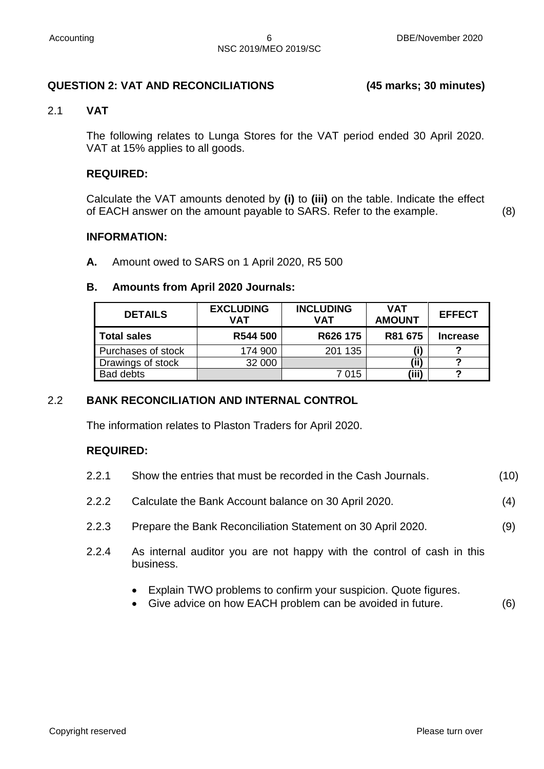## QUESTION 2: VAT AND RECONCILIATIONS (45 marks; 30 minutes)

### 2.1 VAT

The following relates to Lunga Stores for the VAT period ended 30 April 2020. VAT at 15% applies to all goods.

**REQUIRED:**

Calculate the VAT amounts denoted by **(i)** to **(iii)** on the table. Indicate the effect of EACH answer on the amount payable to SARS. Refer to the example. (8)

**INFORMATION:**

**A.** Amount owed to SARS on 1 April 2020, R5 500

**B. Amounts from April 2020 Journals:**

| DETAILS | EXCLUDING VAT | INCLUDING VAT | VAT AMOUNT | EFFECT |
|---|---|---|---|---|
| **Total sales** | **R544 500** | **R626 175** | **R81 675** | **Increase** |
| Purchases of stock | 174 900 | 201 135 | **(i)** | **?** |
| Drawings of stock | 32 000 | | **(ii)** | **?** |
| Bad debts | | 7 015 | **(iii)** | **?** |

### 2.2 BANK RECONCILIATION AND INTERNAL CONTROL

The information relates to Plaston Traders for April 2020.

**REQUIRED:**

2.2.1 Show the entries that must be recorded in the Cash Journals. (10)

2.2.2 Calculate the Bank Account balance on 30 April 2020. (4)

2.2.3 Prepare the Bank Reconciliation Statement on 30 April 2020. (9)

2.2.4 As internal auditor you are not happy with the control of cash in this business.

- Explain TWO problems to confirm your suspicion. Quote figures.
- Give advice on how EACH problem can be avoided in future. (6)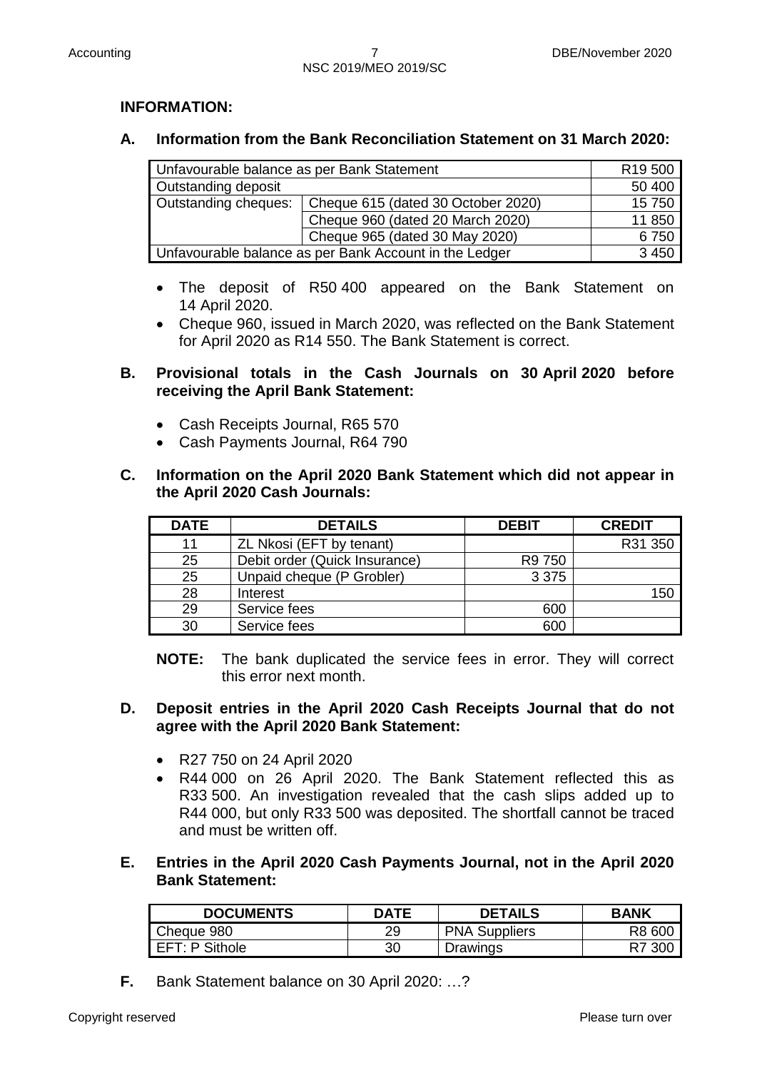**INFORMATION:**

**A. Information from the Bank Reconciliation Statement on 31 March 2020:**

| | | |
|---|---|---|
| Unfavourable balance as per Bank Statement | | R19 500 |
| Outstanding deposit | | 50 400 |
| Outstanding cheques: | Cheque 615 (dated 30 October 2020) | 15 750 |
| | Cheque 960 (dated 20 March 2020) | 11 850 |
| | Cheque 965 (dated 30 May 2020) | 6 750 |
| Unfavourable balance as per Bank Account in the Ledger | | 3 450 |

- The deposit of R50 400 appeared on the Bank Statement on 14 April 2020.
- Cheque 960, issued in March 2020, was reflected on the Bank Statement for April 2020 as R14 550. The Bank Statement is correct.

**B. Provisional totals in the Cash Journals on 30 April 2020 before receiving the April Bank Statement:**

- Cash Receipts Journal, R65 570
- Cash Payments Journal, R64 790

**C. Information on the April 2020 Bank Statement which did not appear in the April 2020 Cash Journals:**

| DATE | DETAILS | DEBIT | CREDIT |
|---|---|---|---|
| 11 | ZL Nkosi (EFT by tenant) | | R31 350 |
| 25 | Debit order (Quick Insurance) | R9 750 | |
| 25 | Unpaid cheque (P Grobler) | 3 375 | |
| 28 | Interest | | 150 |
| 29 | Service fees | 600 | |
| 30 | Service fees | 600 | |

**NOTE:** The bank duplicated the service fees in error. They will correct this error next month.

**D. Deposit entries in the April 2020 Cash Receipts Journal that do not agree with the April 2020 Bank Statement:**

- R27 750 on 24 April 2020
- R44 000 on 26 April 2020. The Bank Statement reflected this as R33 500. An investigation revealed that the cash slips added up to R44 000, but only R33 500 was deposited. The shortfall cannot be traced and must be written off.

**E. Entries in the April 2020 Cash Payments Journal, not in the April 2020 Bank Statement:**

| DOCUMENTS | DATE | DETAILS | BANK |
|---|---|---|---|
| Cheque 980 | 29 | PNA Suppliers | R8 600 |
| EFT: P Sithole | 30 | Drawings | R7 300 |

**F.** Bank Statement balance on 30 April 2020: …?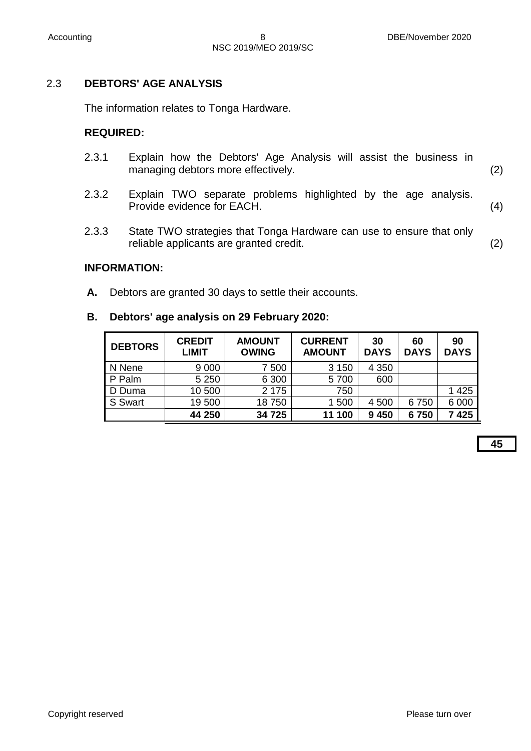### 2.3 DEBTORS' AGE ANALYSIS

The information relates to Tonga Hardware.

**REQUIRED:**

2.3.1 Explain how the Debtors' Age Analysis will assist the business in managing debtors more effectively. (2)

2.3.2 Explain TWO separate problems highlighted by the age analysis. Provide evidence for EACH. (4)

2.3.3 State TWO strategies that Tonga Hardware can use to ensure that only reliable applicants are granted credit. (2)

**INFORMATION:**

**A.** Debtors are granted 30 days to settle their accounts.

**B. Debtors' age analysis on 29 February 2020:**

| DEBTORS | CREDIT LIMIT | AMOUNT OWING | CURRENT AMOUNT | 30 DAYS | 60 DAYS | 90 DAYS |
|---|---|---|---|---|---|---|
| N Nene | 9 000 | 7 500 | 3 150 | 4 350 | | |
| P Palm | 5 250 | 6 300 | 5 700 | 600 | | |
| D Duma | 10 500 | 2 175 | 750 | | | 1 425 |
| S Swart | 19 500 | 18 750 | 1 500 | 4 500 | 6 750 | 6 000 |
| | **44 250** | **34 725** | **11 100** | **9 450** | **6 750** | **7 425** |

**45**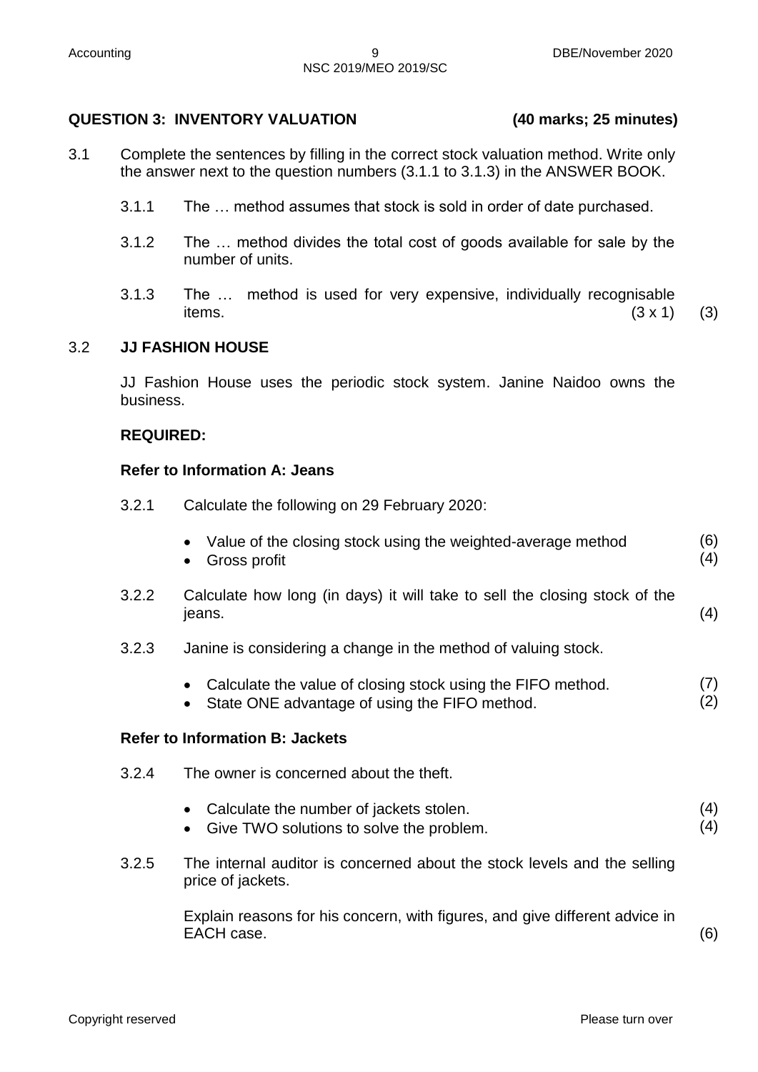## QUESTION 3: INVENTORY VALUATION (40 marks; 25 minutes)

3.1 Complete the sentences by filling in the correct stock valuation method. Write only the answer next to the question numbers (3.1.1 to 3.1.3) in the ANSWER BOOK.

3.1.1 The … method assumes that stock is sold in order of date purchased.

3.1.2 The … method divides the total cost of goods available for sale by the number of units.

3.1.3 The … method is used for very expensive, individually recognisable items. (3 x 1) (3)

### 3.2 JJ FASHION HOUSE

JJ Fashion House uses the periodic stock system. Janine Naidoo owns the business.

**REQUIRED:**

**Refer to Information A: Jeans**

3.2.1 Calculate the following on 29 February 2020:

- Value of the closing stock using the weighted-average method (6)
- Gross profit (4)

3.2.2 Calculate how long (in days) it will take to sell the closing stock of the jeans. (4)

3.2.3 Janine is considering a change in the method of valuing stock.

- Calculate the value of closing stock using the FIFO method. (7)
- State ONE advantage of using the FIFO method. (2)

**Refer to Information B: Jackets**

3.2.4 The owner is concerned about the theft.

- Calculate the number of jackets stolen. (4)
- Give TWO solutions to solve the problem. (4)

3.2.5 The internal auditor is concerned about the stock levels and the selling price of jackets.

Explain reasons for his concern, with figures, and give different advice in EACH case. (6)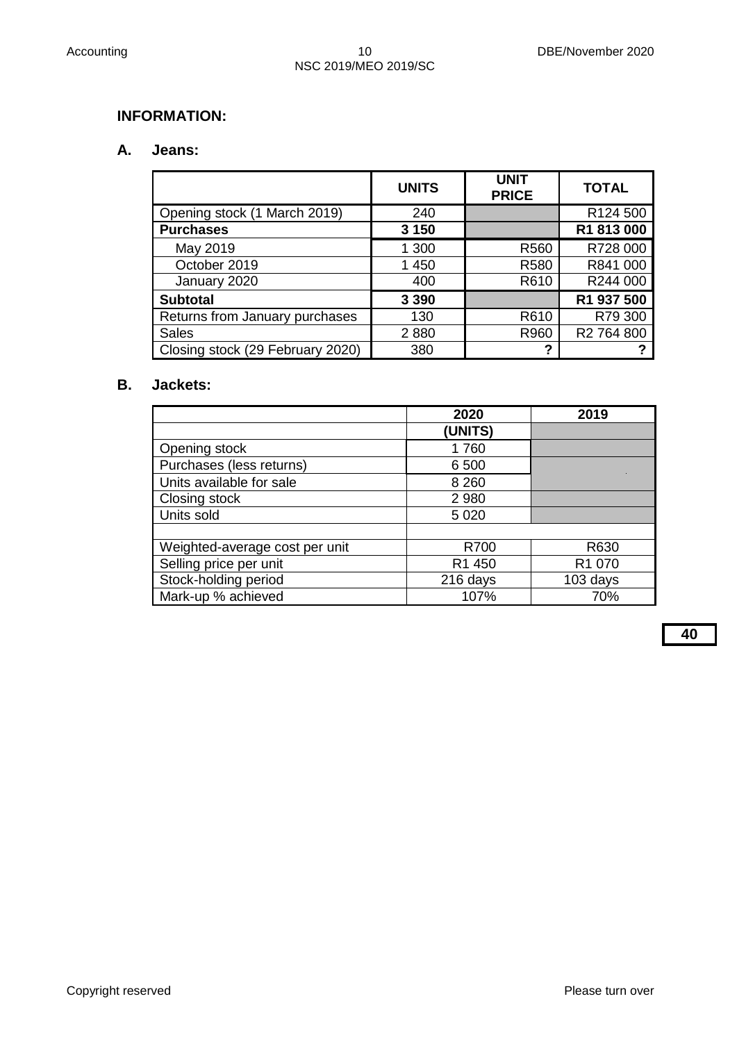## INFORMATION:

### A. Jeans:

| | UNITS | UNIT PRICE | TOTAL |
|---|---|---|---|
| Opening stock (1 March 2019) | 240 | | R124 500 |
| **Purchases** | **3 150** | | **R1 813 000** |
| May 2019 | 1 300 | R560 | R728 000 |
| October 2019 | 1 450 | R580 | R841 000 |
| January 2020 | 400 | R610 | R244 000 |
| **Subtotal** | **3 390** | | **R1 937 500** |
| Returns from January purchases | 130 | R610 | R79 300 |
| Sales | 2 880 | R960 | R2 764 800 |
| Closing stock (29 February 2020) | 380 | **?** | **?** |

### B. Jackets:

| | 2020 | 2019 |
|---|---|---|
| | (UNITS) | |
| Opening stock | 1 760 | |
| Purchases (less returns) | 6 500 | |
| Units available for sale | 8 260 | |
| Closing stock | 2 980 | |
| Units sold | 5 020 | |
| | | |
| Weighted-average cost per unit | R700 | R630 |
| Selling price per unit | R1 450 | R1 070 |
| Stock-holding period | 216 days | 103 days |
| Mark-up % achieved | 107% | 70% |

**40**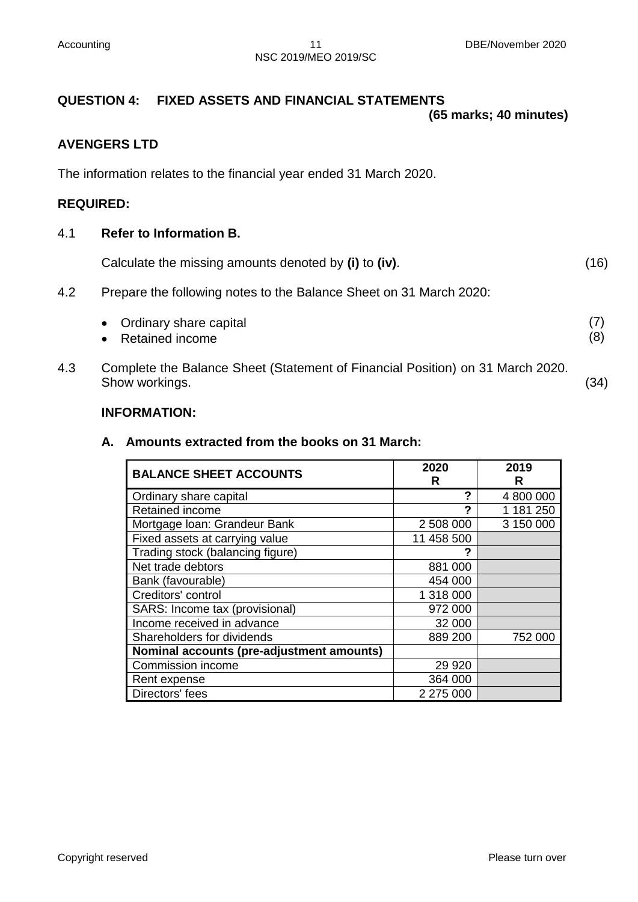**QUESTION 4: FIXED ASSETS AND FINANCIAL STATEMENTS**

**(65 marks; 40 minutes)**

**AVENGERS LTD**

The information relates to the financial year ended 31 March 2020.

**REQUIRED:**

4.1 **Refer to Information B.**

Calculate the missing amounts denoted by **(i)** to **(iv)**. (16)

4.2 Prepare the following notes to the Balance Sheet on 31 March 2020:

- Ordinary share capital (7)
- Retained income (8)

4.3 Complete the Balance Sheet (Statement of Financial Position) on 31 March 2020. Show workings. (34)

**INFORMATION:**

**A. Amounts extracted from the books on 31 March:**

| **BALANCE SHEET ACCOUNTS** | **2020 R** | **2019 R** |
|---|---|---|
| Ordinary share capital | **?** | 4 800 000 |
| Retained income | **?** | 1 181 250 |
| Mortgage loan: Grandeur Bank | 2 508 000 | 3 150 000 |
| Fixed assets at carrying value | 11 458 500 | |
| Trading stock (balancing figure) | **?** | |
| Net trade debtors | 881 000 | |
| Bank (favourable) | 454 000 | |
| Creditors' control | 1 318 000 | |
| SARS: Income tax (provisional) | 972 000 | |
| Income received in advance | 32 000 | |
| Shareholders for dividends | 889 200 | 752 000 |
| **Nominal accounts (pre-adjustment amounts)** | | |
| Commission income | 29 920 | |
| Rent expense | 364 000 | |
| Directors' fees | 2 275 000 | |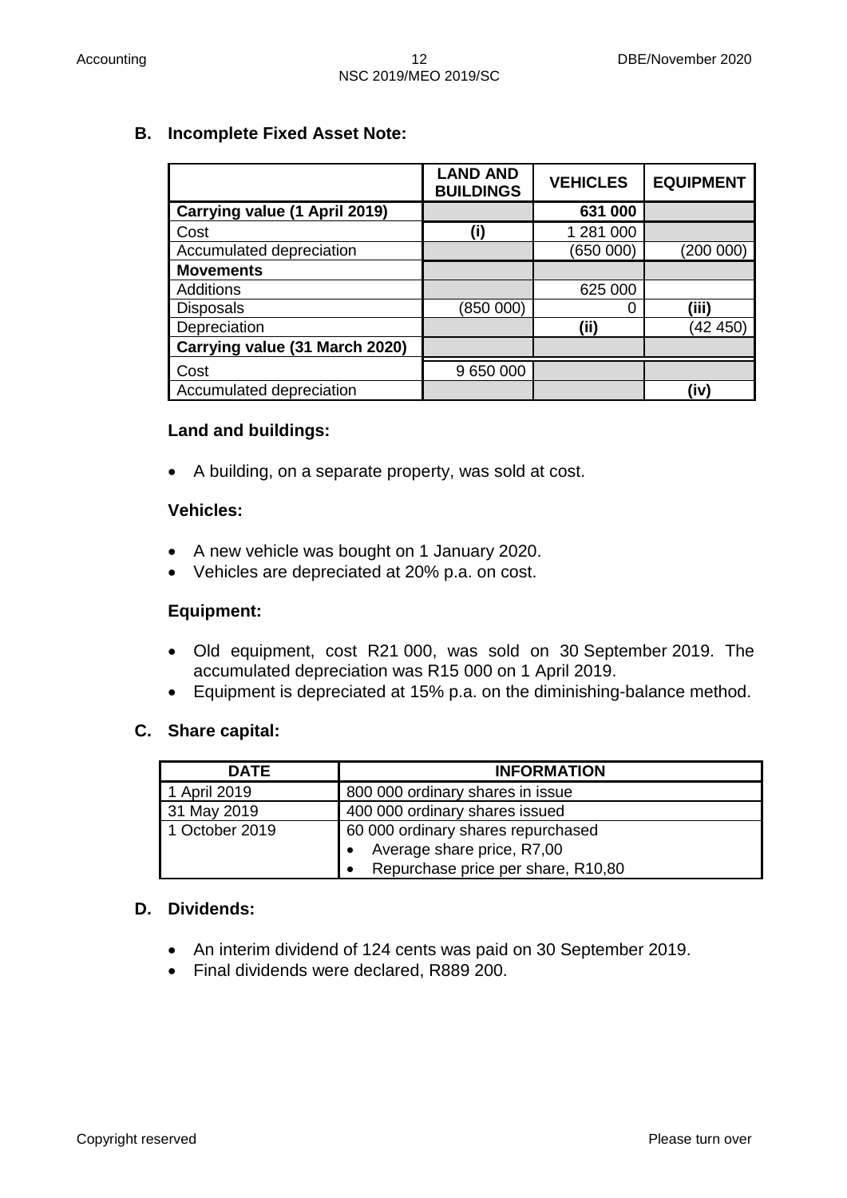**B. Incomplete Fixed Asset Note:**

| | **LAND AND BUILDINGS** | **VEHICLES** | **EQUIPMENT** |
|---|---|---|---|
| **Carrying value (1 April 2019)** | | **631 000** | |
| Cost | **(i)** | 1 281 000 | |
| Accumulated depreciation | | (650 000) | (200 000) |
| **Movements** | | | |
| Additions | | 625 000 | |
| Disposals | (850 000) | 0 | **(iii)** |
| Depreciation | | **(ii)** | (42 450) |
| **Carrying value (31 March 2020)** | | | |
| Cost | 9 650 000 | | |
| Accumulated depreciation | | | **(iv)** |

**Land and buildings:**

- A building, on a separate property, was sold at cost.

**Vehicles:**

- A new vehicle was bought on 1 January 2020.
- Vehicles are depreciated at 20% p.a. on cost.

**Equipment:**

- Old equipment, cost R21 000, was sold on 30 September 2019. The accumulated depreciation was R15 000 on 1 April 2019.
- Equipment is depreciated at 15% p.a. on the diminishing-balance method.

**C. Share capital:**

| **DATE** | **INFORMATION** |
|---|---|
| 1 April 2019 | 800 000 ordinary shares in issue |
| 31 May 2019 | 400 000 ordinary shares issued |
| 1 October 2019 | 60 000 ordinary shares repurchased<br>• Average share price, R7,00<br>• Repurchase price per share, R10,80 |

**D. Dividends:**

- An interim dividend of 124 cents was paid on 30 September 2019.
- Final dividends were declared, R889 200.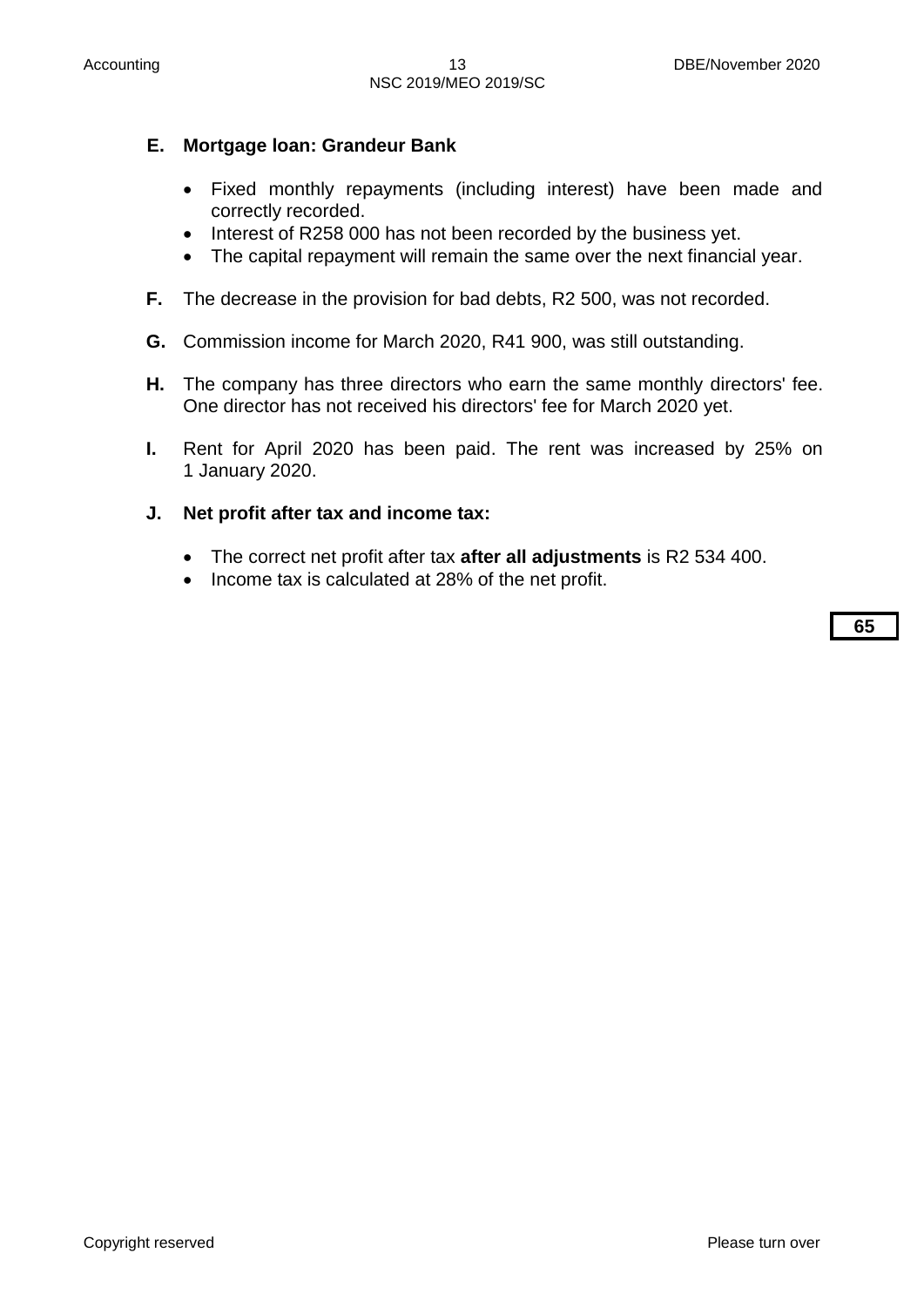**E. Mortgage loan: Grandeur Bank**

- Fixed monthly repayments (including interest) have been made and correctly recorded.
- Interest of R258 000 has not been recorded by the business yet.
- The capital repayment will remain the same over the next financial year.

**F.** The decrease in the provision for bad debts, R2 500, was not recorded.

**G.** Commission income for March 2020, R41 900, was still outstanding.

**H.** The company has three directors who earn the same monthly directors' fee. One director has not received his directors' fee for March 2020 yet.

**I.** Rent for April 2020 has been paid. The rent was increased by 25% on 1 January 2020.

**J. Net profit after tax and income tax:**

- The correct net profit after tax **after all adjustments** is R2 534 400.
- Income tax is calculated at 28% of the net profit.

**65**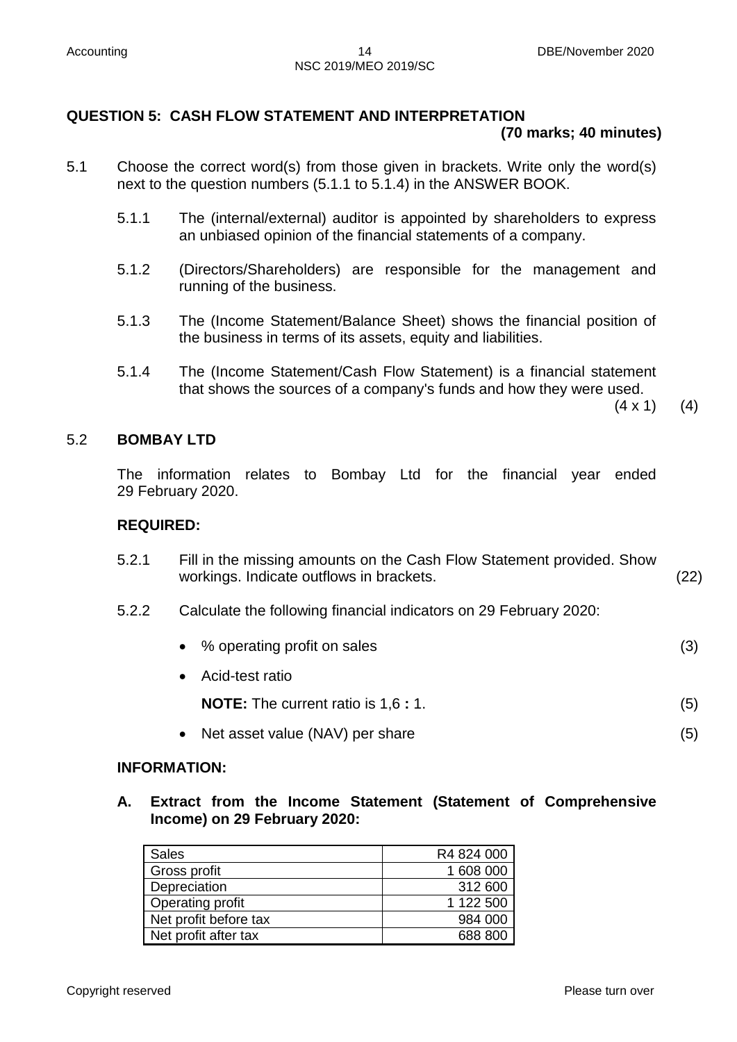## QUESTION 5: CASH FLOW STATEMENT AND INTERPRETATION

**(70 marks; 40 minutes)**

5.1 Choose the correct word(s) from those given in brackets. Write only the word(s) next to the question numbers (5.1.1 to 5.1.4) in the ANSWER BOOK.

5.1.1 The (internal/external) auditor is appointed by shareholders to express an unbiased opinion of the financial statements of a company.

5.1.2 (Directors/Shareholders) are responsible for the management and running of the business.

5.1.3 The (Income Statement/Balance Sheet) shows the financial position of the business in terms of its assets, equity and liabilities.

5.1.4 The (Income Statement/Cash Flow Statement) is a financial statement that shows the sources of a company's funds and how they were used.

(4 x 1) (4)

### 5.2 BOMBAY LTD

The information relates to Bombay Ltd for the financial year ended 29 February 2020.

**REQUIRED:**

5.2.1 Fill in the missing amounts on the Cash Flow Statement provided. Show workings. Indicate outflows in brackets. (22)

5.2.2 Calculate the following financial indicators on 29 February 2020:

- % operating profit on sales (3)
- Acid-test ratio

  **NOTE:** The current ratio is 1,6 **:** 1. (5)
- Net asset value (NAV) per share (5)

**INFORMATION:**

**A. Extract from the Income Statement (Statement of Comprehensive Income) on 29 February 2020:**

| | |
|---|---|
| Sales | R4 824 000 |
| Gross profit | 1 608 000 |
| Depreciation | 312 600 |
| Operating profit | 1 122 500 |
| Net profit before tax | 984 000 |
| Net profit after tax | 688 800 |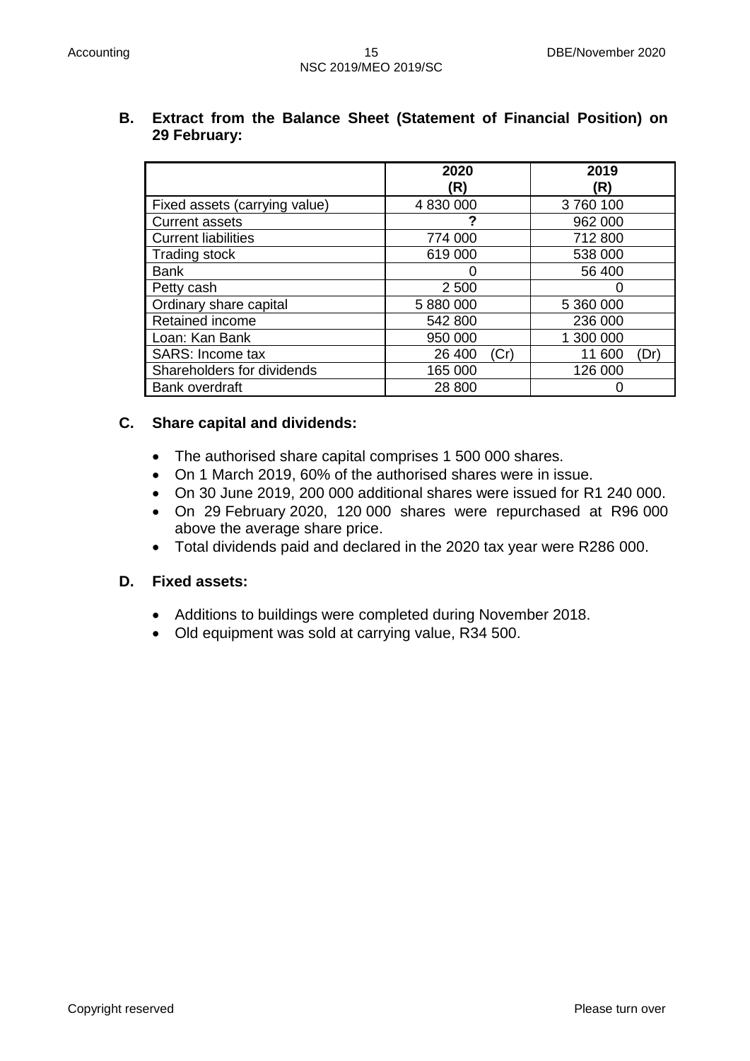**B. Extract from the Balance Sheet (Statement of Financial Position) on 29 February:**

| | 2020 (R) | 2019 (R) |
|---|---|---|
| Fixed assets (carrying value) | 4 830 000 | 3 760 100 |
| Current assets | ? | 962 000 |
| Current liabilities | 774 000 | 712 800 |
| Trading stock | 619 000 | 538 000 |
| Bank | 0 | 56 400 |
| Petty cash | 2 500 | 0 |
| Ordinary share capital | 5 880 000 | 5 360 000 |
| Retained income | 542 800 | 236 000 |
| Loan: Kan Bank | 950 000 | 1 300 000 |
| SARS: Income tax | 26 400 (Cr) | 11 600 (Dr) |
| Shareholders for dividends | 165 000 | 126 000 |
| Bank overdraft | 28 800 | 0 |

**C. Share capital and dividends:**

- The authorised share capital comprises 1 500 000 shares.
- On 1 March 2019, 60% of the authorised shares were in issue.
- On 30 June 2019, 200 000 additional shares were issued for R1 240 000.
- On 29 February 2020, 120 000 shares were repurchased at R96 000 above the average share price.
- Total dividends paid and declared in the 2020 tax year were R286 000.

**D. Fixed assets:**

- Additions to buildings were completed during November 2018.
- Old equipment was sold at carrying value, R34 500.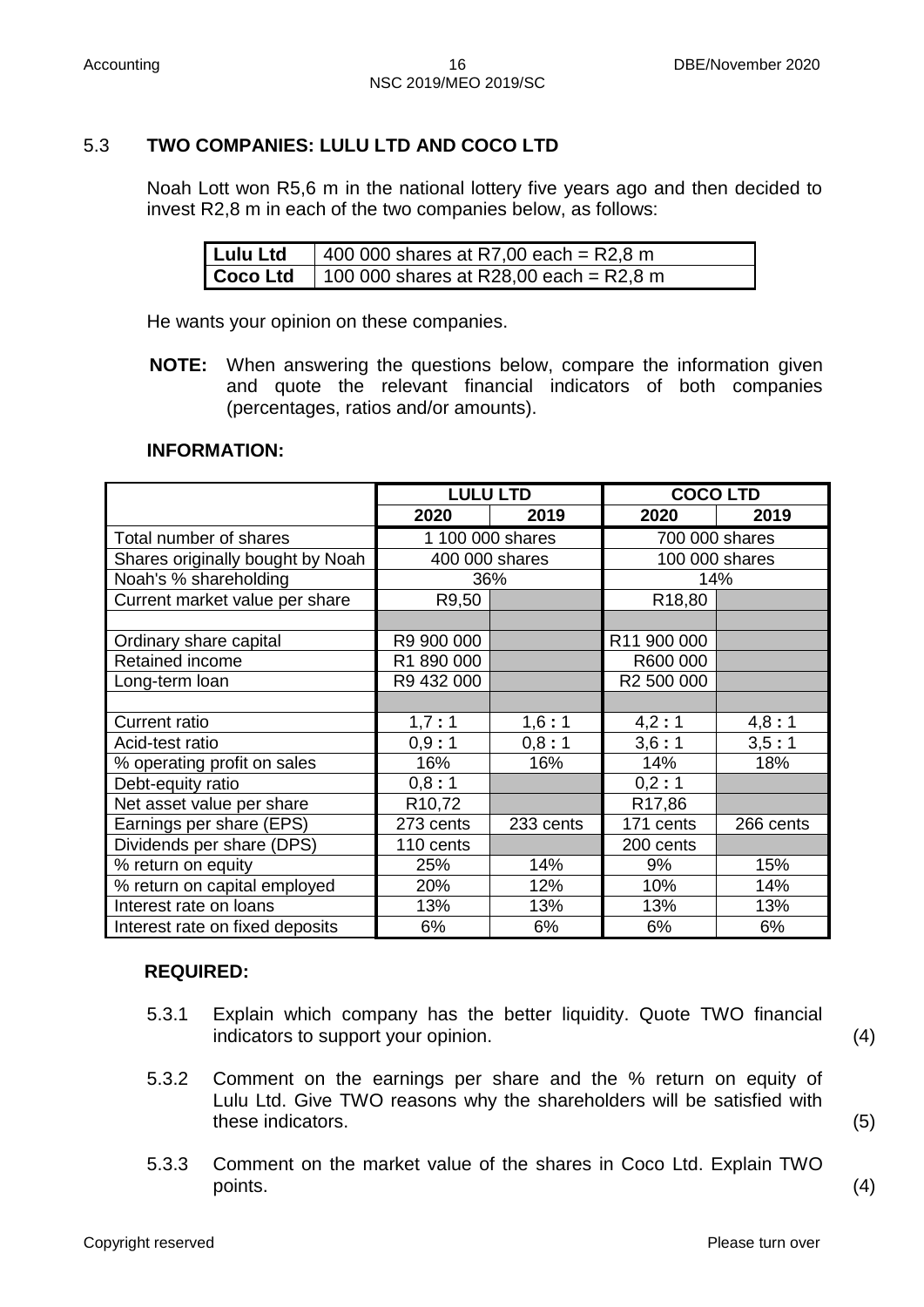### 5.3 TWO COMPANIES: LULU LTD AND COCO LTD

Noah Lott won R5,6 m in the national lottery five years ago and then decided to invest R2,8 m in each of the two companies below, as follows:

| Lulu Ltd | 400 000 shares at R7,00 each = R2,8 m |
|---|---|
| **Coco Ltd** | 100 000 shares at R28,00 each = R2,8 m |

He wants your opinion on these companies.

**NOTE:** When answering the questions below, compare the information given and quote the relevant financial indicators of both companies (percentages, ratios and/or amounts).

**INFORMATION:**

| | LULU LTD | | COCO LTD | |
|---|---|---|---|---|
| | **2020** | **2019** | **2020** | **2019** |
| Total number of shares | 1 100 000 shares | | 700 000 shares | |
| Shares originally bought by Noah | 400 000 shares | | 100 000 shares | |
| Noah's % shareholding | 36% | | 14% | |
| Current market value per share | R9,50 | | R18,80 | |
| | | | | |
| Ordinary share capital | R9 900 000 | | R11 900 000 | |
| Retained income | R1 890 000 | | R600 000 | |
| Long-term loan | R9 432 000 | | R2 500 000 | |
| | | | | |
| Current ratio | 1,7 : 1 | 1,6 : 1 | 4,2 : 1 | 4,8 : 1 |
| Acid-test ratio | 0,9 : 1 | 0,8 : 1 | 3,6 : 1 | 3,5 : 1 |
| % operating profit on sales | 16% | 16% | 14% | 18% |
| Debt-equity ratio | 0,8 : 1 | | 0,2 : 1 | |
| Net asset value per share | R10,72 | | R17,86 | |
| Earnings per share (EPS) | 273 cents | 233 cents | 171 cents | 266 cents |
| Dividends per share (DPS) | 110 cents | | 200 cents | |
| % return on equity | 25% | 14% | 9% | 15% |
| % return on capital employed | 20% | 12% | 10% | 14% |
| Interest rate on loans | 13% | 13% | 13% | 13% |
| Interest rate on fixed deposits | 6% | 6% | 6% | 6% |

**REQUIRED:**

5.3.1 Explain which company has the better liquidity. Quote TWO financial indicators to support your opinion. (4)

5.3.2 Comment on the earnings per share and the % return on equity of Lulu Ltd. Give TWO reasons why the shareholders will be satisfied with these indicators. (5)

5.3.3 Comment on the market value of the shares in Coco Ltd. Explain TWO points. (4)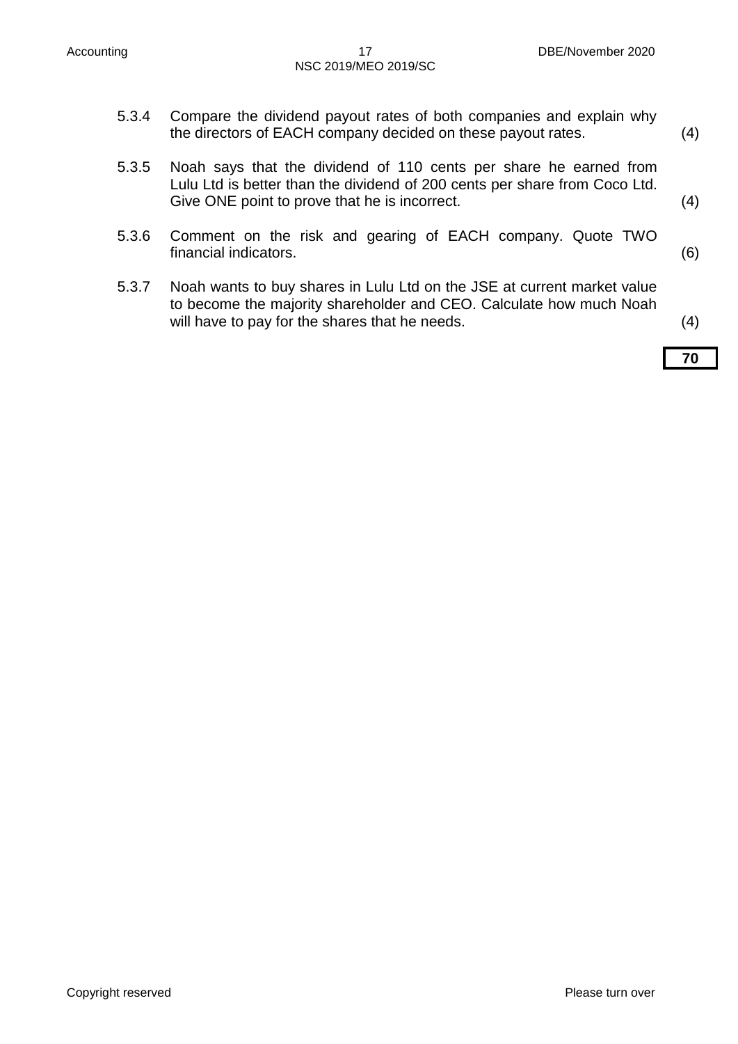5.3.4 Compare the dividend payout rates of both companies and explain why the directors of EACH company decided on these payout rates. (4)

5.3.5 Noah says that the dividend of 110 cents per share he earned from Lulu Ltd is better than the dividend of 200 cents per share from Coco Ltd. Give ONE point to prove that he is incorrect. (4)

5.3.6 Comment on the risk and gearing of EACH company. Quote TWO financial indicators. (6)

5.3.7 Noah wants to buy shares in Lulu Ltd on the JSE at current market value to become the majority shareholder and CEO. Calculate how much Noah will have to pay for the shares that he needs. (4)

**70**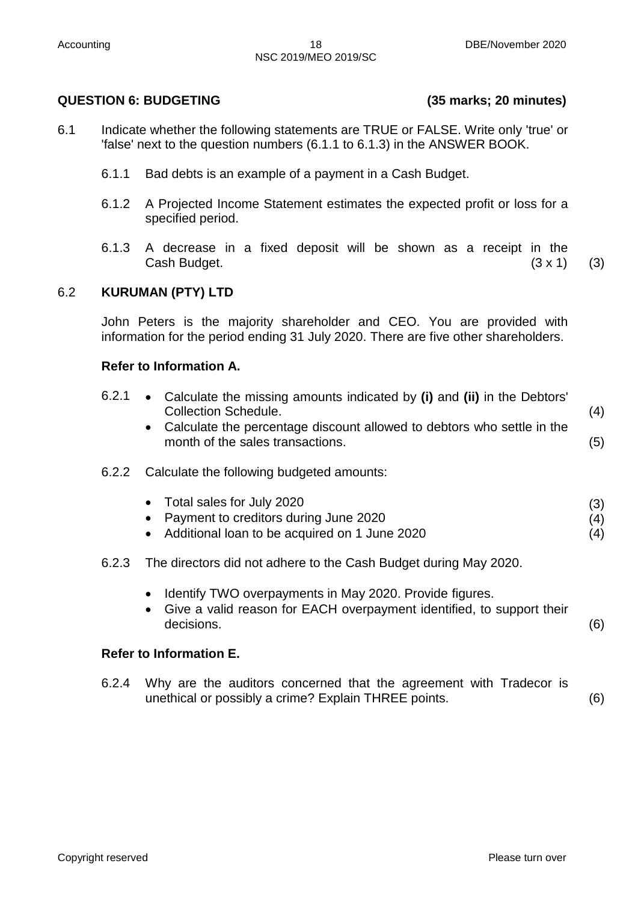## QUESTION 6: BUDGETING (35 marks; 20 minutes)

6.1 Indicate whether the following statements are TRUE or FALSE. Write only 'true' or 'false' next to the question numbers (6.1.1 to 6.1.3) in the ANSWER BOOK.

6.1.1 Bad debts is an example of a payment in a Cash Budget.

6.1.2 A Projected Income Statement estimates the expected profit or loss for a specified period.

6.1.3 A decrease in a fixed deposit will be shown as a receipt in the Cash Budget. (3 x 1) (3)

### 6.2 KURUMAN (PTY) LTD

John Peters is the majority shareholder and CEO. You are provided with information for the period ending 31 July 2020. There are five other shareholders.

**Refer to Information A.**

6.2.1
- Calculate the missing amounts indicated by **(i)** and **(ii)** in the Debtors' Collection Schedule. (4)
- Calculate the percentage discount allowed to debtors who settle in the month of the sales transactions. (5)

6.2.2 Calculate the following budgeted amounts:

- Total sales for July 2020 (3)
- Payment to creditors during June 2020 (4)
- Additional loan to be acquired on 1 June 2020 (4)

6.2.3 The directors did not adhere to the Cash Budget during May 2020.

- Identify TWO overpayments in May 2020. Provide figures.
- Give a valid reason for EACH overpayment identified, to support their decisions. (6)

**Refer to Information E.**

6.2.4 Why are the auditors concerned that the agreement with Tradecor is unethical or possibly a crime? Explain THREE points. (6)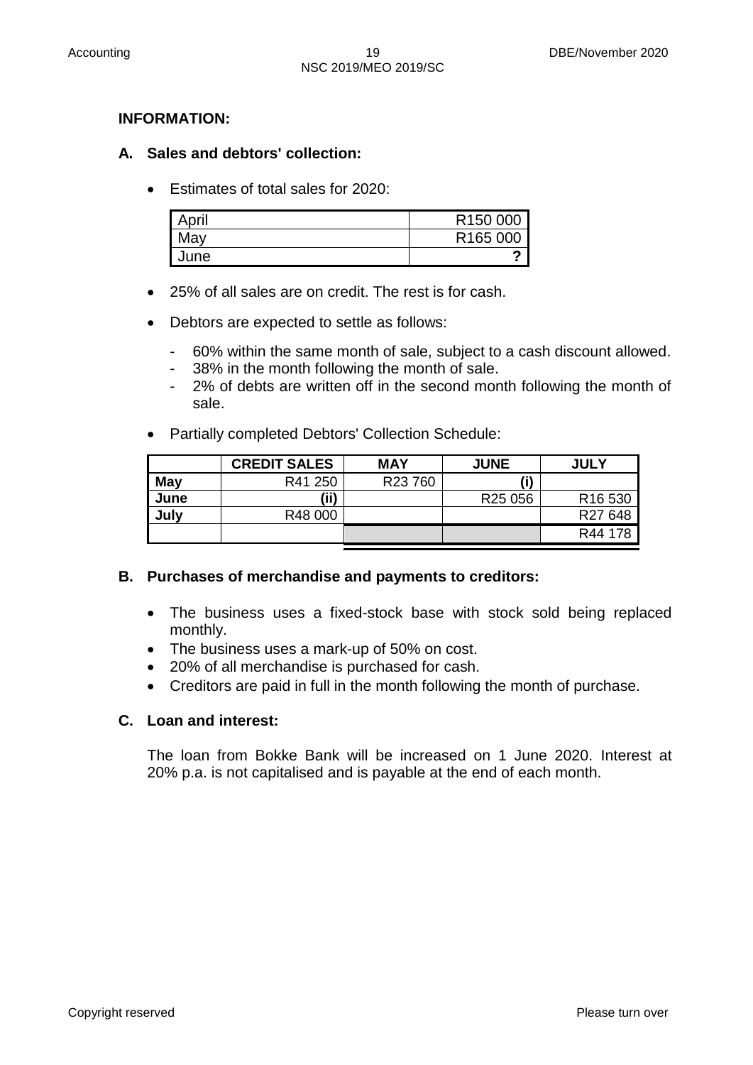## INFORMATION:

### A. Sales and debtors' collection:

- Estimates of total sales for 2020:

| | |
|---|---|
| April | R150 000 |
| May | R165 000 |
| June | **?** |

- 25% of all sales are on credit. The rest is for cash.
- Debtors are expected to settle as follows:
  - 60% within the same month of sale, subject to a cash discount allowed.
  - 38% in the month following the month of sale.
  - 2% of debts are written off in the second month following the month of sale.
- Partially completed Debtors' Collection Schedule:

| | CREDIT SALES | MAY | JUNE | JULY |
|---|---|---|---|---|
| **May** | R41 250 | R23 760 | **(i)** | |
| **June** | **(ii)** | | R25 056 | R16 530 |
| **July** | R48 000 | | | R27 648 |
| | | | | R44 178 |

### B. Purchases of merchandise and payments to creditors:

- The business uses a fixed-stock base with stock sold being replaced monthly.
- The business uses a mark-up of 50% on cost.
- 20% of all merchandise is purchased for cash.
- Creditors are paid in full in the month following the month of purchase.

### C. Loan and interest:

The loan from Bokke Bank will be increased on 1 June 2020. Interest at 20% p.a. is not capitalised and is payable at the end of each month.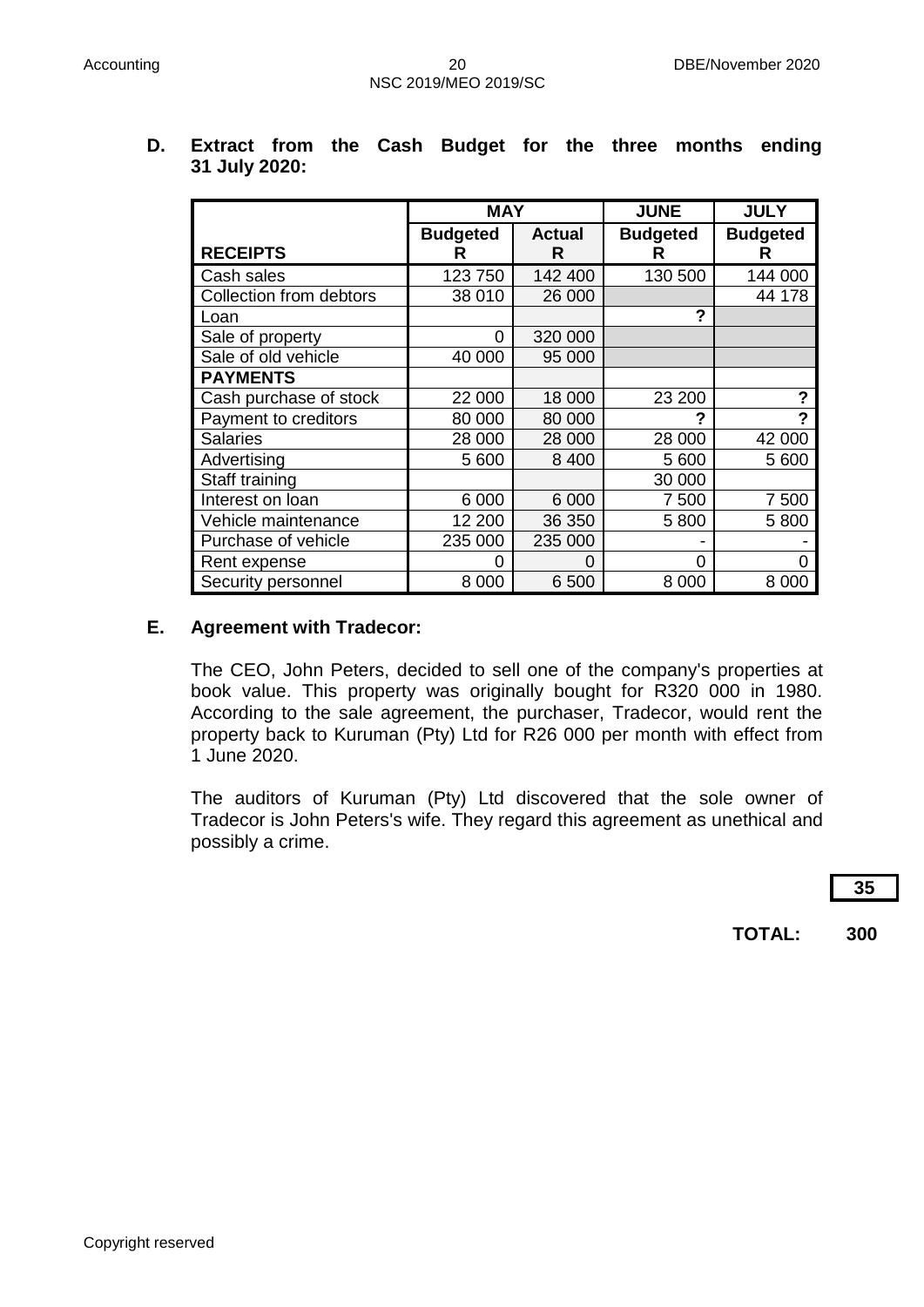**D. Extract from the Cash Budget for the three months ending 31 July 2020:**

| | MAY | | JUNE | JULY |
|---|---|---|---|---|
| **RECEIPTS** | **Budgeted R** | **Actual R** | **Budgeted R** | **Budgeted R** |
| Cash sales | 123 750 | 142 400 | 130 500 | 144 000 |
| Collection from debtors | 38 010 | 26 000 | | 44 178 |
| Loan | | | ? | |
| Sale of property | 0 | 320 000 | | |
| Sale of old vehicle | 40 000 | 95 000 | | |
| **PAYMENTS** | | | | |
| Cash purchase of stock | 22 000 | 18 000 | 23 200 | ? |
| Payment to creditors | 80 000 | 80 000 | ? | ? |
| Salaries | 28 000 | 28 000 | 28 000 | 42 000 |
| Advertising | 5 600 | 8 400 | 5 600 | 5 600 |
| Staff training | | | 30 000 | |
| Interest on loan | 6 000 | 6 000 | 7 500 | 7 500 |
| Vehicle maintenance | 12 200 | 36 350 | 5 800 | 5 800 |
| Purchase of vehicle | 235 000 | 235 000 | - | - |
| Rent expense | 0 | 0 | 0 | 0 |
| Security personnel | 8 000 | 6 500 | 8 000 | 8 000 |

**E. Agreement with Tradecor:**

The CEO, John Peters, decided to sell one of the company's properties at book value. This property was originally bought for R320 000 in 1980. According to the sale agreement, the purchaser, Tradecor, would rent the property back to Kuruman (Pty) Ltd for R26 000 per month with effect from 1 June 2020.

The auditors of Kuruman (Pty) Ltd discovered that the sole owner of Tradecor is John Peters's wife. They regard this agreement as unethical and possibly a crime.

**35**

**TOTAL: 300**